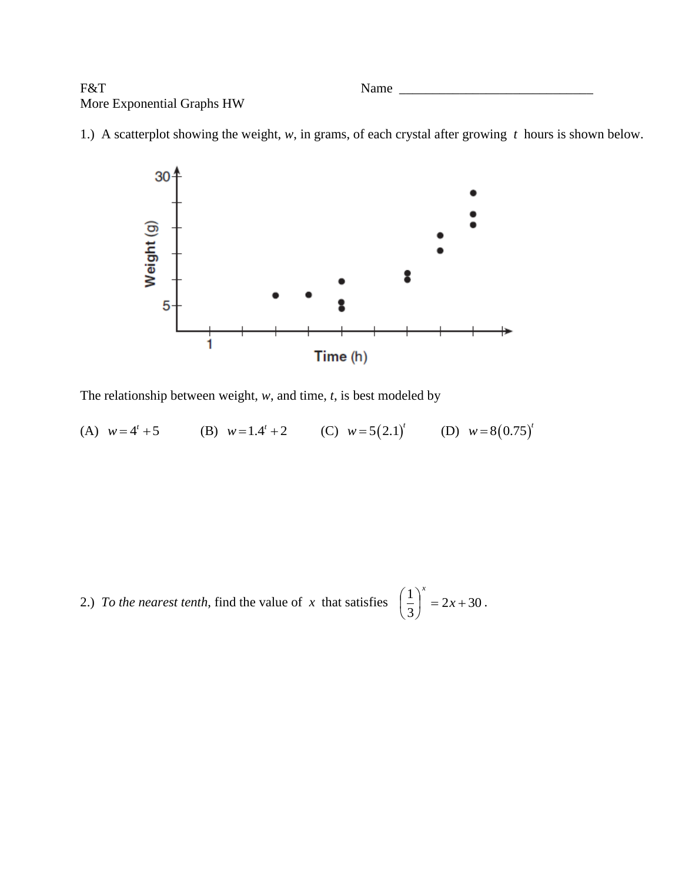F&T

More Exponential Graphs HW

Name ______________________________

1.) A scatterplot showing the weight, $w$, in grams, of each crystal after growing $t$ hours is shown below.

The relationship between weight, $w$, and time, $t$, is best modeled by

(A) $w = 4^t + 5$ (B) $w = 1.4^t + 2$ (C) $w = 5(2.1)^t$ (D) $w = 8(0.75)^t$

2.) *To the nearest tenth*, find the value of $x$ that satisfies $\left(\frac{1}{3}\right)^x = 2x + 30$.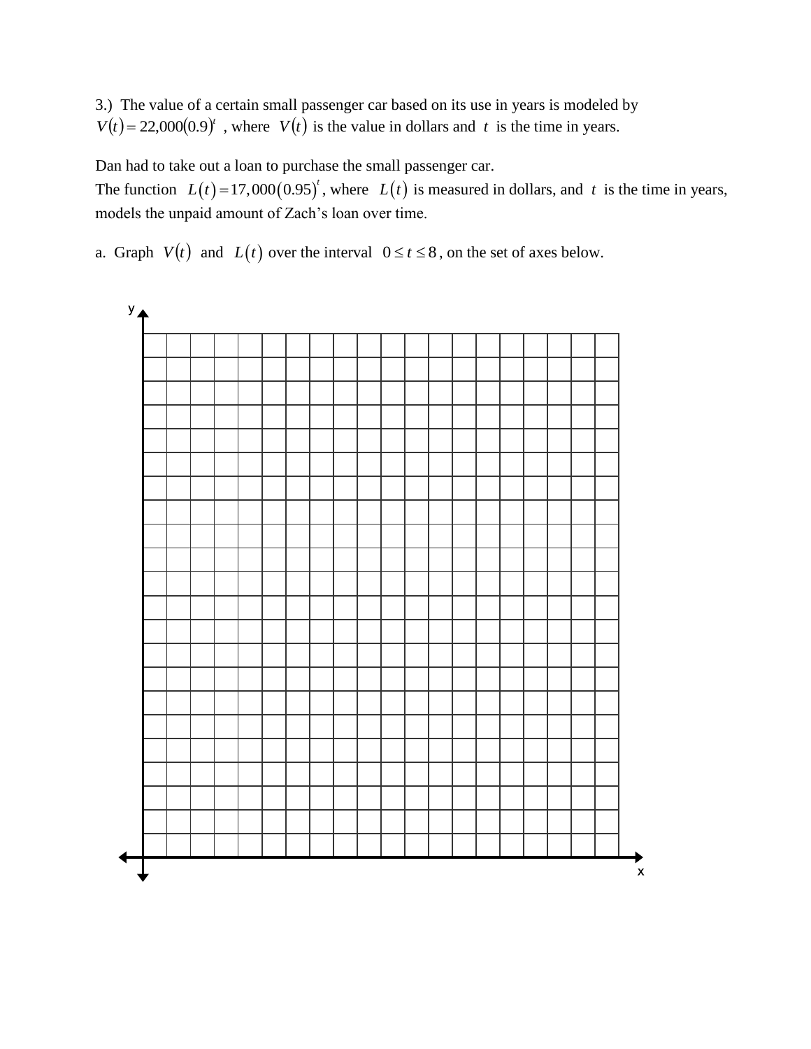3.) The value of a certain small passenger car based on its use in years is modeled by $V(t) = 22{,}000(0.9)^t$ , where $V(t)$ is the value in dollars and $t$ is the time in years.

Dan had to take out a loan to purchase the small passenger car.
The function $L(t) = 17{,}000(0.95)^t$, where $L(t)$ is measured in dollars, and $t$ is the time in years, models the unpaid amount of Zach's loan over time.

a. Graph $V(t)$ and $L(t)$ over the interval $0 \leq t \leq 8$, on the set of axes below.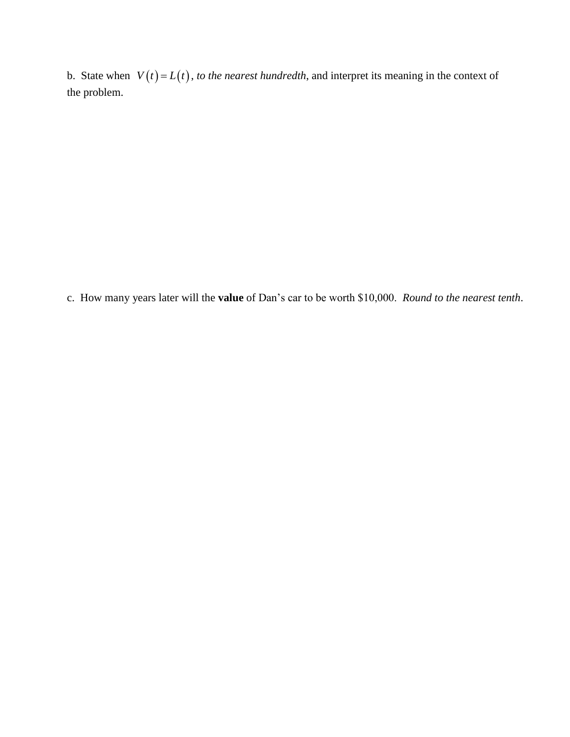b. State when $V(t) = L(t)$, *to the nearest hundredth*, and interpret its meaning in the context of the problem.

c. How many years later will the **value** of Dan's car to be worth $10,000. *Round to the nearest tenth*.